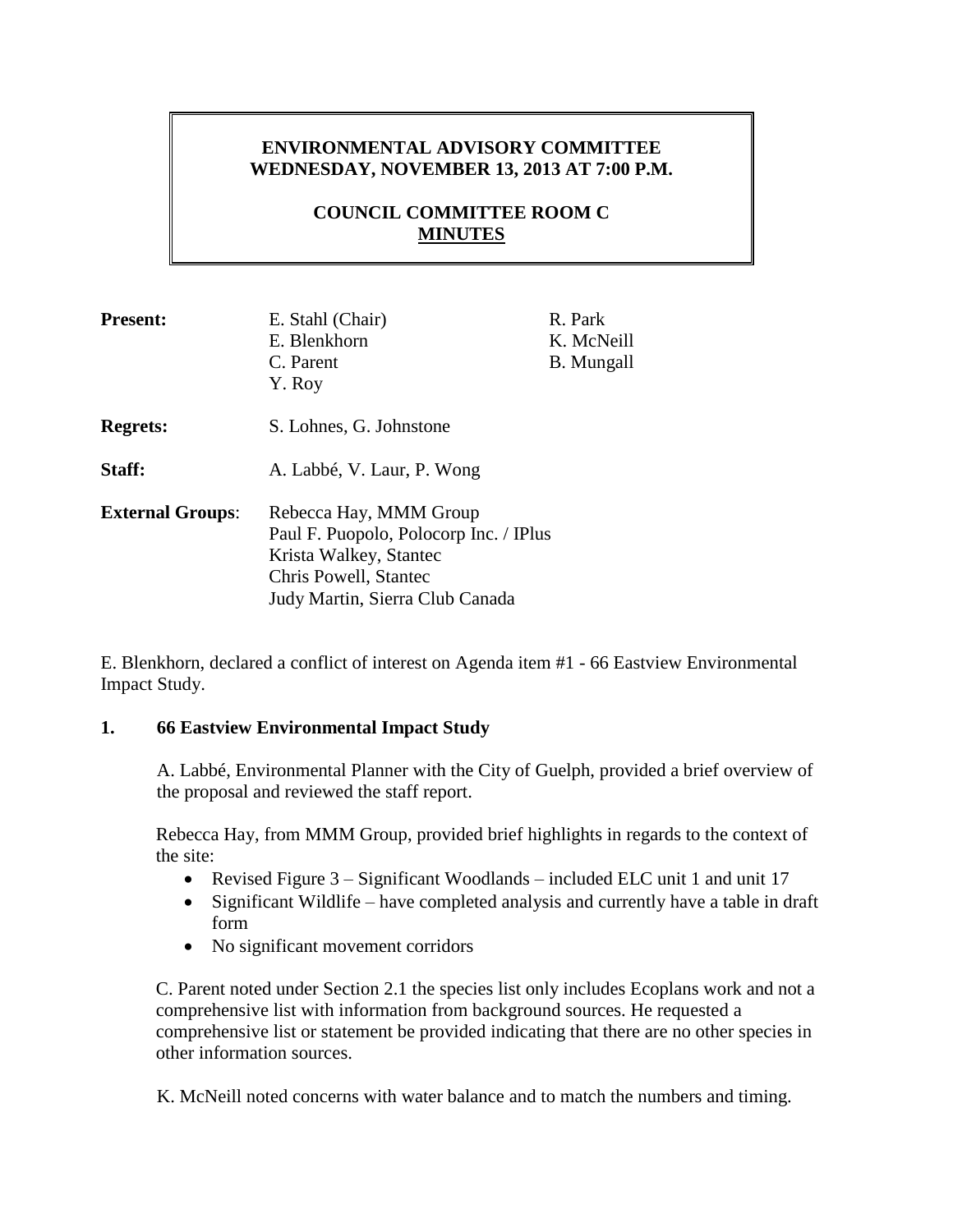**ENVIRONMENTAL ADVISORY COMMITTEE**
**WEDNESDAY, NOVEMBER 13, 2013 AT 7:00 P.M.**

**COUNCIL COMMITTEE ROOM C**
**MINUTES**

**Present:** E. Stahl (Chair), E. Blenkhorn, C. Parent, Y. Roy, R. Park, K. McNeill, B. Mungall

**Regrets:** S. Lohnes, G. Johnstone

**Staff:** A. Labbé, V. Laur, P. Wong

**External Groups**:
Rebecca Hay, MMM Group
Paul F. Puopolo, Polocorp Inc. / IPlus
Krista Walkey, Stantec
Chris Powell, Stantec
Judy Martin, Sierra Club Canada

E. Blenkhorn, declared a conflict of interest on Agenda item #1 - 66 Eastview Environmental Impact Study.

## 1. 66 Eastview Environmental Impact Study

A. Labbé, Environmental Planner with the City of Guelph, provided a brief overview of the proposal and reviewed the staff report.

Rebecca Hay, from MMM Group, provided brief highlights in regards to the context of the site:

- Revised Figure 3 – Significant Woodlands – included ELC unit 1 and unit 17
- Significant Wildlife – have completed analysis and currently have a table in draft form
- No significant movement corridors

C. Parent noted under Section 2.1 the species list only includes Ecoplans work and not a comprehensive list with information from background sources. He requested a comprehensive list or statement be provided indicating that there are no other species in other information sources.

K. McNeill noted concerns with water balance and to match the numbers and timing.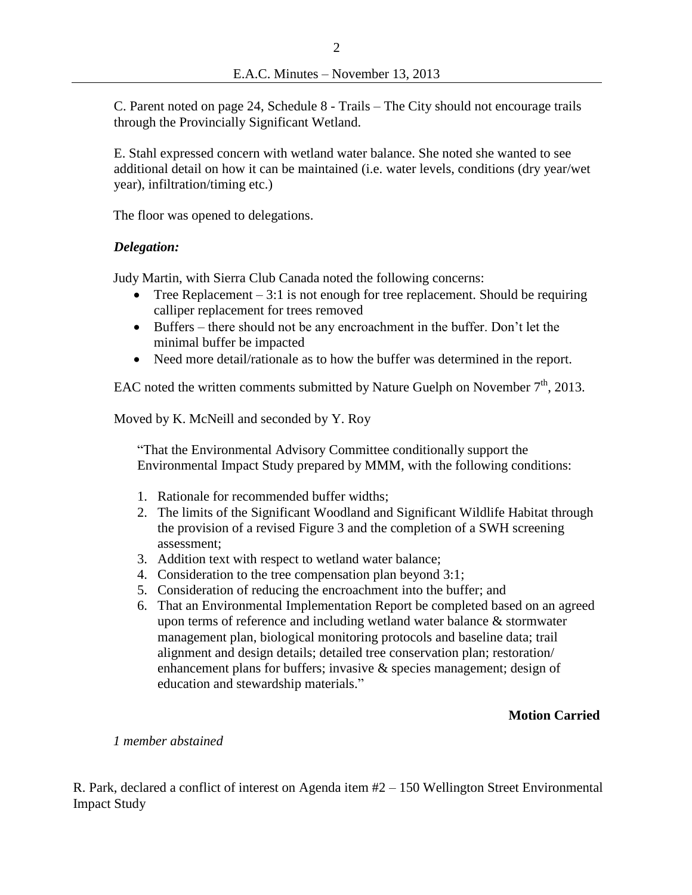C. Parent noted on page 24, Schedule 8 - Trails – The City should not encourage trails through the Provincially Significant Wetland.

E. Stahl expressed concern with wetland water balance. She noted she wanted to see additional detail on how it can be maintained (i.e. water levels, conditions (dry year/wet year), infiltration/timing etc.)

The floor was opened to delegations.

***Delegation:***

Judy Martin, with Sierra Club Canada noted the following concerns:

- Tree Replacement – 3:1 is not enough for tree replacement. Should be requiring calliper replacement for trees removed
- Buffers – there should not be any encroachment in the buffer. Don't let the minimal buffer be impacted
- Need more detail/rationale as to how the buffer was determined in the report.

EAC noted the written comments submitted by Nature Guelph on November 7th, 2013.

Moved by K. McNeill and seconded by Y. Roy

"That the Environmental Advisory Committee conditionally support the Environmental Impact Study prepared by MMM, with the following conditions:

1. Rationale for recommended buffer widths;
2. The limits of the Significant Woodland and Significant Wildlife Habitat through the provision of a revised Figure 3 and the completion of a SWH screening assessment;
3. Addition text with respect to wetland water balance;
4. Consideration to the tree compensation plan beyond 3:1;
5. Consideration of reducing the encroachment into the buffer; and
6. That an Environmental Implementation Report be completed based on an agreed upon terms of reference and including wetland water balance & stormwater management plan, biological monitoring protocols and baseline data; trail alignment and design details; detailed tree conservation plan; restoration/ enhancement plans for buffers; invasive & species management; design of education and stewardship materials."

**Motion Carried**

*1 member abstained*

R. Park, declared a conflict of interest on Agenda item #2 – 150 Wellington Street Environmental Impact Study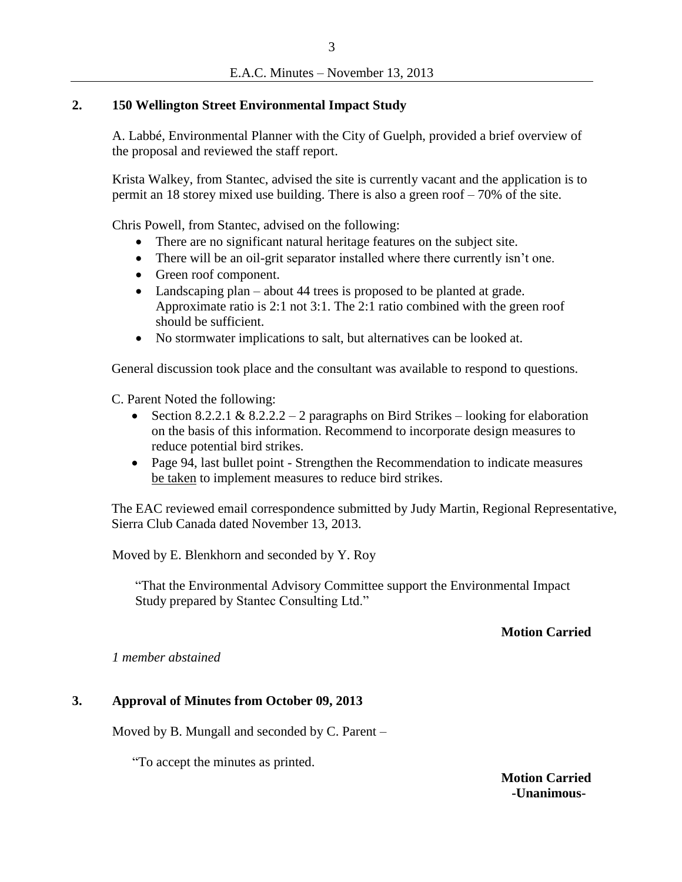## 2. 150 Wellington Street Environmental Impact Study

A. Labbé, Environmental Planner with the City of Guelph, provided a brief overview of the proposal and reviewed the staff report.

Krista Walkey, from Stantec, advised the site is currently vacant and the application is to permit an 18 storey mixed use building. There is also a green roof – 70% of the site.

Chris Powell, from Stantec, advised on the following:

- There are no significant natural heritage features on the subject site.
- There will be an oil-grit separator installed where there currently isn't one.
- Green roof component.
- Landscaping plan – about 44 trees is proposed to be planted at grade. Approximate ratio is 2:1 not 3:1. The 2:1 ratio combined with the green roof should be sufficient.
- No stormwater implications to salt, but alternatives can be looked at.

General discussion took place and the consultant was available to respond to questions.

C. Parent Noted the following:

- Section 8.2.2.1 & 8.2.2.2 – 2 paragraphs on Bird Strikes – looking for elaboration on the basis of this information. Recommend to incorporate design measures to reduce potential bird strikes.
- Page 94, last bullet point - Strengthen the Recommendation to indicate measures <u>be taken</u> to implement measures to reduce bird strikes.

The EAC reviewed email correspondence submitted by Judy Martin, Regional Representative, Sierra Club Canada dated November 13, 2013.

Moved by E. Blenkhorn and seconded by Y. Roy

"That the Environmental Advisory Committee support the Environmental Impact Study prepared by Stantec Consulting Ltd."

**Motion Carried**

*1 member abstained*

## 3. Approval of Minutes from October 09, 2013

Moved by B. Mungall and seconded by C. Parent –

"To accept the minutes as printed.

**Motion Carried**
**-Unanimous-**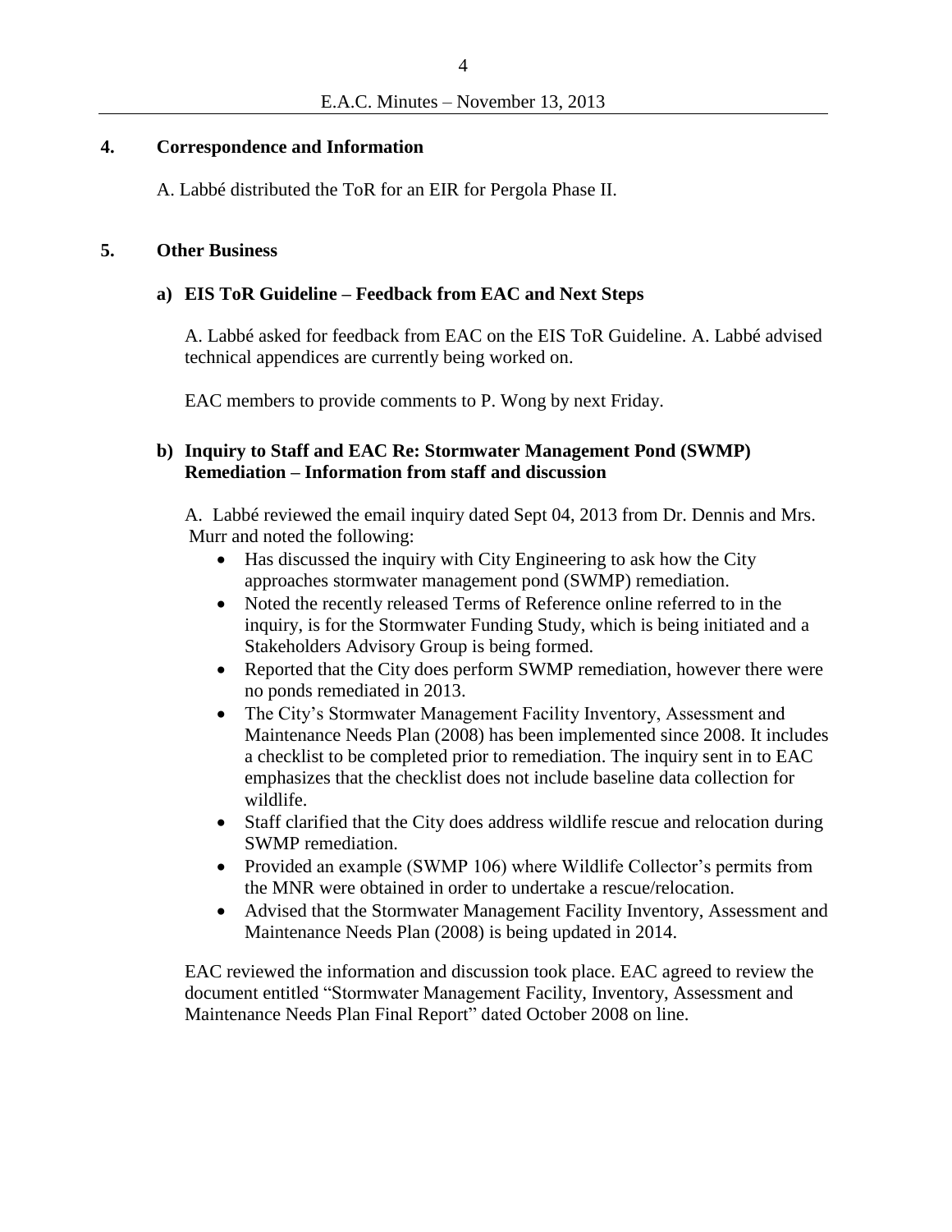## 4. Correspondence and Information

A. Labbé distributed the ToR for an EIR for Pergola Phase II.

## 5. Other Business

### a) EIS ToR Guideline – Feedback from EAC and Next Steps

A. Labbé asked for feedback from EAC on the EIS ToR Guideline. A. Labbé advised technical appendices are currently being worked on.

EAC members to provide comments to P. Wong by next Friday.

### b) Inquiry to Staff and EAC Re: Stormwater Management Pond (SWMP) Remediation – Information from staff and discussion

A. Labbé reviewed the email inquiry dated Sept 04, 2013 from Dr. Dennis and Mrs. Murr and noted the following:

- Has discussed the inquiry with City Engineering to ask how the City approaches stormwater management pond (SWMP) remediation.
- Noted the recently released Terms of Reference online referred to in the inquiry, is for the Stormwater Funding Study, which is being initiated and a Stakeholders Advisory Group is being formed.
- Reported that the City does perform SWMP remediation, however there were no ponds remediated in 2013.
- The City's Stormwater Management Facility Inventory, Assessment and Maintenance Needs Plan (2008) has been implemented since 2008. It includes a checklist to be completed prior to remediation. The inquiry sent in to EAC emphasizes that the checklist does not include baseline data collection for wildlife.
- Staff clarified that the City does address wildlife rescue and relocation during SWMP remediation.
- Provided an example (SWMP 106) where Wildlife Collector's permits from the MNR were obtained in order to undertake a rescue/relocation.
- Advised that the Stormwater Management Facility Inventory, Assessment and Maintenance Needs Plan (2008) is being updated in 2014.

EAC reviewed the information and discussion took place. EAC agreed to review the document entitled "Stormwater Management Facility, Inventory, Assessment and Maintenance Needs Plan Final Report" dated October 2008 on line.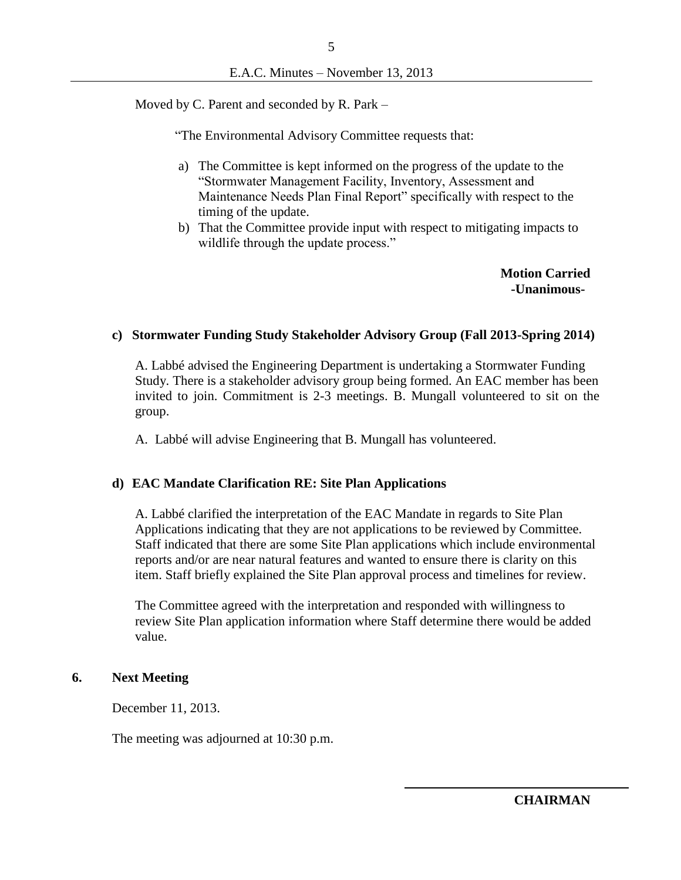Moved by C. Parent and seconded by R. Park –

"The Environmental Advisory Committee requests that:

a) The Committee is kept informed on the progress of the update to the "Stormwater Management Facility, Inventory, Assessment and Maintenance Needs Plan Final Report" specifically with respect to the timing of the update.
b) That the Committee provide input with respect to mitigating impacts to wildlife through the update process."

**Motion Carried**
**-Unanimous-**

### c) Stormwater Funding Study Stakeholder Advisory Group (Fall 2013-Spring 2014)

A. Labbé advised the Engineering Department is undertaking a Stormwater Funding Study. There is a stakeholder advisory group being formed. An EAC member has been invited to join. Commitment is 2-3 meetings. B. Mungall volunteered to sit on the group.

A. Labbé will advise Engineering that B. Mungall has volunteered.

### d) EAC Mandate Clarification RE: Site Plan Applications

A. Labbé clarified the interpretation of the EAC Mandate in regards to Site Plan Applications indicating that they are not applications to be reviewed by Committee. Staff indicated that there are some Site Plan applications which include environmental reports and/or are near natural features and wanted to ensure there is clarity on this item. Staff briefly explained the Site Plan approval process and timelines for review.

The Committee agreed with the interpretation and responded with willingness to review Site Plan application information where Staff determine there would be added value.

## 6. Next Meeting

December 11, 2013.

The meeting was adjourned at 10:30 p.m.

**CHAIRMAN**